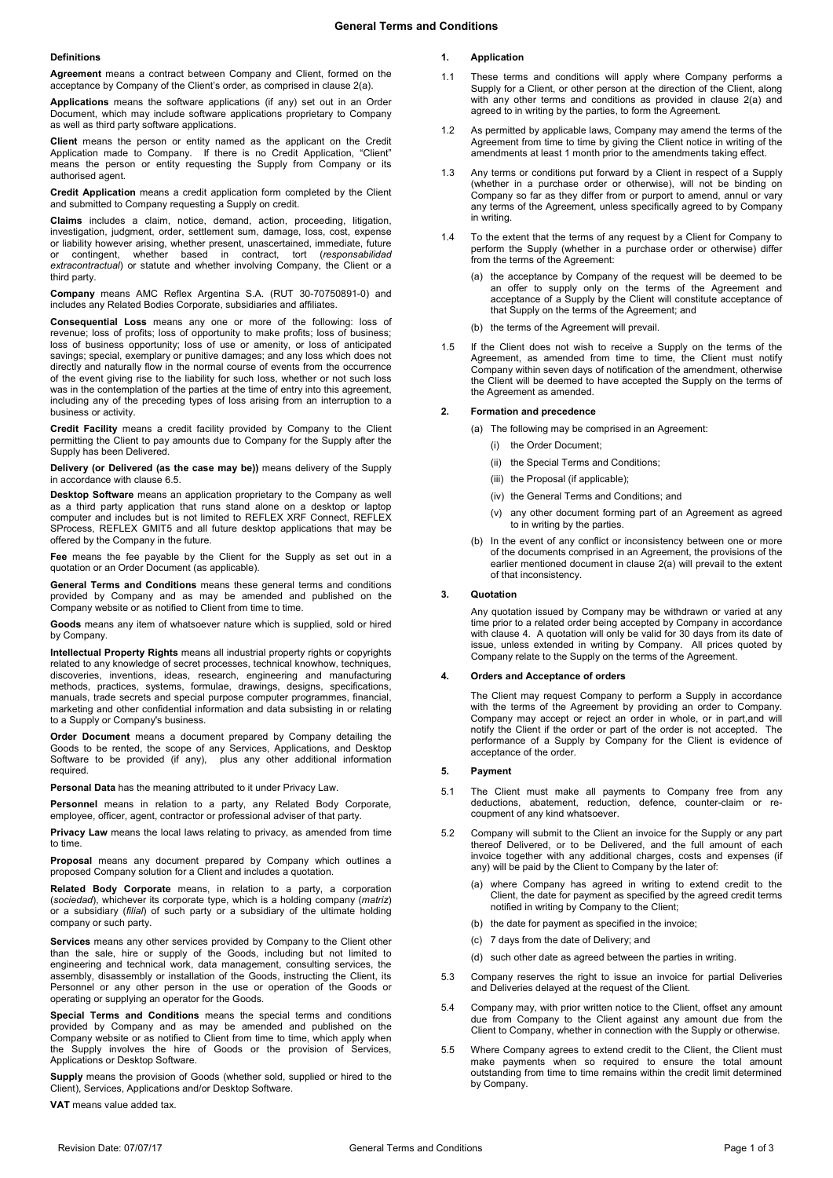# General Terms and Conditions

## Definitions

**Agreement** means a contract between Company and Client, formed on the acceptance by Company of the Client's order, as comprised in clause 2(a).

**Applications** means the software applications (if any) set out in an Order Document, which may include software applications proprietary to Company as well as third party software applications.

**Client** means the person or entity named as the applicant on the Credit Application made to Company. If there is no Credit Application, "Client" means the person or entity requesting the Supply from Company or its authorised agent.

**Credit Application** means a credit application form completed by the Client and submitted to Company requesting a Supply on credit.

**Claims** includes a claim, notice, demand, action, proceeding, litigation, investigation, judgment, order, settlement sum, damage, loss, cost, expense or liability however arising, whether present, unascertained, immediate, future or contingent, whether based in contract, tort (*responsabilidad extracontractual*) or statute and whether involving Company, the Client or a third party.

**Company** means AMC Reflex Argentina S.A. (RUT 30-70750891-0) and includes any Related Bodies Corporate, subsidiaries and affiliates.

**Consequential Loss** means any one or more of the following: loss of revenue; loss of profits; loss of opportunity to make profits; loss of business; loss of business opportunity; loss of use or amenity, or loss of anticipated savings; special, exemplary or punitive damages; and any loss which does not directly and naturally flow in the normal course of events from the occurrence of the event giving rise to the liability for such loss, whether or not such loss was in the contemplation of the parties at the time of entry into this agreement, including any of the preceding types of loss arising from an interruption to a business or activity.

**Credit Facility** means a credit facility provided by Company to the Client permitting the Client to pay amounts due to Company for the Supply after the Supply has been Delivered.

**Delivery (or Delivered (as the case may be))** means delivery of the Supply in accordance with clause 6.5.

**Desktop Software** means an application proprietary to the Company as well as a third party application that runs stand alone on a desktop or laptop computer and includes but is not limited to REFLEX XRF Connect, REFLEX SProcess, REFLEX GMIT5 and all future desktop applications that may be offered by the Company in the future.

**Fee** means the fee payable by the Client for the Supply as set out in a quotation or an Order Document (as applicable).

**General Terms and Conditions** means these general terms and conditions provided by Company and as may be amended and published on the Company website or as notified to Client from time to time.

**Goods** means any item of whatsoever nature which is supplied, sold or hired by Company.

**Intellectual Property Rights** means all industrial property rights or copyrights related to any knowledge of secret processes, technical knowhow, techniques, discoveries, inventions, ideas, research, engineering and manufacturing methods, practices, systems, formulae, drawings, designs, specifications, manuals, trade secrets and special purpose computer programmes, financial, marketing and other confidential information and data subsisting in or relating to a Supply or Company's business.

**Order Document** means a document prepared by Company detailing the Goods to be rented, the scope of any Services, Applications, and Desktop Software to be provided (if any), plus any other additional information required.

**Personal Data** has the meaning attributed to it under Privacy Law.

**Personnel** means in relation to a party, any Related Body Corporate, employee, officer, agent, contractor or professional adviser of that party.

**Privacy Law** means the local laws relating to privacy, as amended from time to time.

**Proposal** means any document prepared by Company which outlines a proposed Company solution for a Client and includes a quotation.

**Related Body Corporate** means, in relation to a party, a corporation (*sociedad*), whichever its corporate type, which is a holding company (*matriz*) or a subsidiary (*filial*) of such party or a subsidiary of the ultimate holding company or such party.

**Services** means any other services provided by Company to the Client other than the sale, hire or supply of the Goods, including but not limited to engineering and technical work, data management, consulting services, the assembly, disassembly or installation of the Goods, instructing the Client, its Personnel or any other person in the use or operation of the Goods or operating or supplying an operator for the Goods.

**Special Terms and Conditions** means the special terms and conditions provided by Company and as may be amended and published on the Company website or as notified to Client from time to time, which apply when the Supply involves the hire of Goods or the provision of Services, Applications or Desktop Software.

**Supply** means the provision of Goods (whether sold, supplied or hired to the Client), Services, Applications and/or Desktop Software.

**VAT** means value added tax.

## 1. Application

1.1 These terms and conditions will apply where Company performs a Supply for a Client, or other person at the direction of the Client, along with any other terms and conditions as provided in clause 2(a) and agreed to in writing by the parties, to form the Agreement.

1.2 As permitted by applicable laws, Company may amend the terms of the Agreement from time to time by giving the Client notice in writing of the amendments at least 1 month prior to the amendments taking effect.

1.3 Any terms or conditions put forward by a Client in respect of a Supply (whether in a purchase order or otherwise), will not be binding on Company so far as they differ from or purport to amend, annul or vary any terms of the Agreement, unless specifically agreed to by Company in writing.

1.4 To the extent that the terms of any request by a Client for Company to perform the Supply (whether in a purchase order or otherwise) differ from the terms of the Agreement:

(a) the acceptance by Company of the request will be deemed to be an offer to supply only on the terms of the Agreement and acceptance of a Supply by the Client will constitute acceptance of that Supply on the terms of the Agreement; and

(b) the terms of the Agreement will prevail.

1.5 If the Client does not wish to receive a Supply on the terms of the Agreement, as amended from time to time, the Client must notify Company within seven days of notification of the amendment, otherwise the Client will be deemed to have accepted the Supply on the terms of the Agreement as amended.

## 2. Formation and precedence

(a) The following may be comprised in an Agreement:

(i) the Order Document;

(ii) the Special Terms and Conditions;

(iii) the Proposal (if applicable);

(iv) the General Terms and Conditions; and

(v) any other document forming part of an Agreement as agreed to in writing by the parties.

(b) In the event of any conflict or inconsistency between one or more of the documents comprised in an Agreement, the provisions of the earlier mentioned document in clause 2(a) will prevail to the extent of that inconsistency.

## 3. Quotation

Any quotation issued by Company may be withdrawn or varied at any time prior to a related order being accepted by Company in accordance with clause 4. A quotation will only be valid for 30 days from its date of issue, unless extended in writing by Company. All prices quoted by Company relate to the Supply on the terms of the Agreement.

## 4. Orders and Acceptance of orders

The Client may request Company to perform a Supply in accordance with the terms of the Agreement by providing an order to Company. Company may accept or reject an order in whole, or in part,and will notify the Client if the order or part of the order is not accepted. The performance of a Supply by Company for the Client is evidence of acceptance of the order.

## 5. Payment

5.1 The Client must make all payments to Company free from any deductions, abatement, reduction, defence, counter-claim or re-coupment of any kind whatsoever.

5.2 Company will submit to the Client an invoice for the Supply or any part thereof Delivered, or to be Delivered, and the full amount of each invoice together with any additional charges, costs and expenses (if any) will be paid by the Client to Company by the later of:

(a) where Company has agreed in writing to extend credit to the Client, the date for payment as specified by the agreed credit terms notified in writing by Company to the Client;

(b) the date for payment as specified in the invoice;

(c) 7 days from the date of Delivery; and

(d) such other date as agreed between the parties in writing.

5.3 Company reserves the right to issue an invoice for partial Deliveries and Deliveries delayed at the request of the Client.

5.4 Company may, with prior written notice to the Client, offset any amount due from Company to the Client against any amount due from the Client to Company, whether in connection with the Supply or otherwise.

5.5 Where Company agrees to extend credit to the Client, the Client must make payments when so required to ensure the total amount outstanding from time to time remains within the credit limit determined by Company.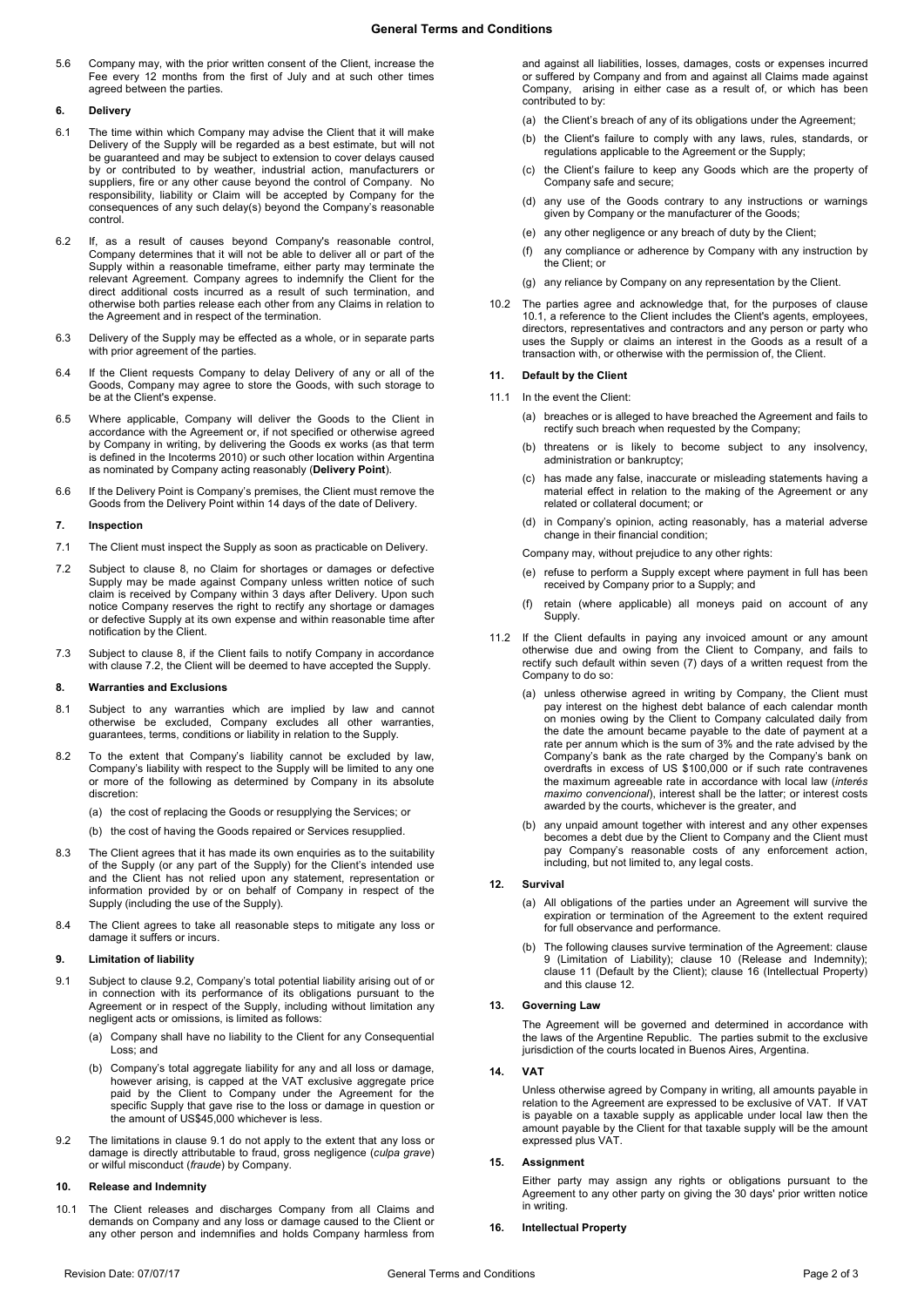5.6 Company may, with the prior written consent of the Client, increase the Fee every 12 months from the first of July and at such other times agreed between the parties.

## 6. Delivery

6.1 The time within which Company may advise the Client that it will make Delivery of the Supply will be regarded as a best estimate, but will not be guaranteed and may be subject to extension to cover delays caused by or contributed to by weather, industrial action, manufacturers or suppliers, fire or any other cause beyond the control of Company. No responsibility, liability or Claim will be accepted by Company for the consequences of any such delay(s) beyond the Company's reasonable control.

6.2 If, as a result of causes beyond Company's reasonable control, Company determines that it will not be able to deliver all or part of the Supply within a reasonable timeframe, either party may terminate the relevant Agreement. Company agrees to indemnify the Client for the direct additional costs incurred as a result of such termination, and otherwise both parties release each other from any Claims in relation to the Agreement and in respect of the termination.

6.3 Delivery of the Supply may be effected as a whole, or in separate parts with prior agreement of the parties.

6.4 If the Client requests Company to delay Delivery of any or all of the Goods, Company may agree to store the Goods, with such storage to be at the Client's expense.

6.5 Where applicable, Company will deliver the Goods to the Client in accordance with the Agreement or, if not specified or otherwise agreed by Company in writing, by delivering the Goods ex works (as that term is defined in the Incoterms 2010) or such other location within Argentina as nominated by Company acting reasonably (**Delivery Point**).

6.6 If the Delivery Point is Company's premises, the Client must remove the Goods from the Delivery Point within 14 days of the date of Delivery.

## 7. Inspection

7.1 The Client must inspect the Supply as soon as practicable on Delivery.

7.2 Subject to clause 8, no Claim for shortages or damages or defective Supply may be made against Company unless written notice of such claim is received by Company within 3 days after Delivery. Upon such notice Company reserves the right to rectify any shortage or damages or defective Supply at its own expense and within reasonable time after notification by the Client.

7.3 Subject to clause 8, if the Client fails to notify Company in accordance with clause 7.2, the Client will be deemed to have accepted the Supply.

## 8. Warranties and Exclusions

8.1 Subject to any warranties which are implied by law and cannot otherwise be excluded, Company excludes all other warranties, guarantees, terms, conditions or liability in relation to the Supply.

8.2 To the extent that Company's liability cannot be excluded by law, Company's liability with respect to the Supply will be limited to any one or more of the following as determined by Company in its absolute discretion:

(a) the cost of replacing the Goods or resupplying the Services; or

(b) the cost of having the Goods repaired or Services resupplied.

8.3 The Client agrees that it has made its own enquiries as to the suitability of the Supply (or any part of the Supply) for the Client's intended use and the Client has not relied upon any statement, representation or information provided by or on behalf of Company in respect of the Supply (including the use of the Supply).

8.4 The Client agrees to take all reasonable steps to mitigate any loss or damage it suffers or incurs.

## 9. Limitation of liability

9.1 Subject to clause 9.2, Company's total potential liability arising out of or in connection with its performance of its obligations pursuant to the Agreement or in respect of the Supply, including without limitation any negligent acts or omissions, is limited as follows:

(a) Company shall have no liability to the Client for any Consequential Loss; and

(b) Company's total aggregate liability for any and all loss or damage, however arising, is capped at the VAT exclusive aggregate price paid by the Client to Company under the Agreement for the specific Supply that gave rise to the loss or damage in question or the amount of US$45,000 whichever is less.

9.2 The limitations in clause 9.1 do not apply to the extent that any loss or damage is directly attributable to fraud, gross negligence (*culpa grave*) or wilful misconduct (*fraude*) by Company.

## 10. Release and Indemnity

10.1 The Client releases and discharges Company from all Claims and demands on Company and any loss or damage caused to the Client or any other person and indemnifies and holds Company harmless from and against all liabilities, losses, damages, costs or expenses incurred or suffered by Company and from and against all Claims made against Company, arising in either case as a result of, or which has been contributed to by:

(a) the Client's breach of any of its obligations under the Agreement;

(b) the Client's failure to comply with any laws, rules, standards, or regulations applicable to the Agreement or the Supply;

(c) the Client's failure to keep any Goods which are the property of Company safe and secure;

(d) any use of the Goods contrary to any instructions or warnings given by Company or the manufacturer of the Goods;

(e) any other negligence or any breach of duty by the Client;

(f) any compliance or adherence by Company with any instruction by the Client; or

(g) any reliance by Company on any representation by the Client.

10.2 The parties agree and acknowledge that, for the purposes of clause 10.1, a reference to the Client includes the Client's agents, employees, directors, representatives and contractors and any person or party who uses the Supply or claims an interest in the Goods as a result of a transaction with, or otherwise with the permission of, the Client.

## 11. Default by the Client

11.1 In the event the Client:

(a) breaches or is alleged to have breached the Agreement and fails to rectify such breach when requested by the Company;

(b) threatens or is likely to become subject to any insolvency, administration or bankruptcy;

(c) has made any false, inaccurate or misleading statements having a material effect in relation to the making of the Agreement or any related or collateral document; or

(d) in Company's opinion, acting reasonably, has a material adverse change in their financial condition;

Company may, without prejudice to any other rights:

(e) refuse to perform a Supply except where payment in full has been received by Company prior to a Supply; and

(f) retain (where applicable) all moneys paid on account of any Supply.

11.2 If the Client defaults in paying any invoiced amount or any amount otherwise due and owing from the Client to Company, and fails to rectify such default within seven (7) days of a written request from the Company to do so:

(a) unless otherwise agreed in writing by Company, the Client must pay interest on the highest debt balance of each calendar month on monies owing by the Client to Company calculated daily from the date the amount became payable to the date of payment at a rate per annum which is the sum of 3% and the rate advised by the Company's bank as the rate charged by the Company's bank on overdrafts in excess of US $100,000 or if such rate contravenes the maximum agreeable rate in accordance with local law (*interés maximo convencional*), interest shall be the latter; or interest costs awarded by the courts, whichever is the greater, and

(b) any unpaid amount together with interest and any other expenses becomes a debt due by the Client to Company and the Client must pay Company's reasonable costs of any enforcement action, including, but not limited to, any legal costs.

## 12. Survival

(a) All obligations of the parties under an Agreement will survive the expiration or termination of the Agreement to the extent required for full observance and performance.

(b) The following clauses survive termination of the Agreement: clause 9 (Limitation of Liability); clause 10 (Release and Indemnity); clause 11 (Default by the Client); clause 16 (Intellectual Property) and this clause 12.

## 13. Governing Law

The Agreement will be governed and determined in accordance with the laws of the Argentine Republic. The parties submit to the exclusive jurisdiction of the courts located in Buenos Aires, Argentina.

## 14. VAT

Unless otherwise agreed by Company in writing, all amounts payable in relation to the Agreement are expressed to be exclusive of VAT. If VAT is payable on a taxable supply as applicable under local law then the amount payable by the Client for that taxable supply will be the amount expressed plus VAT.

## 15. Assignment

Either party may assign any rights or obligations pursuant to the Agreement to any other party on giving the 30 days' prior written notice in writing.

## 16. Intellectual Property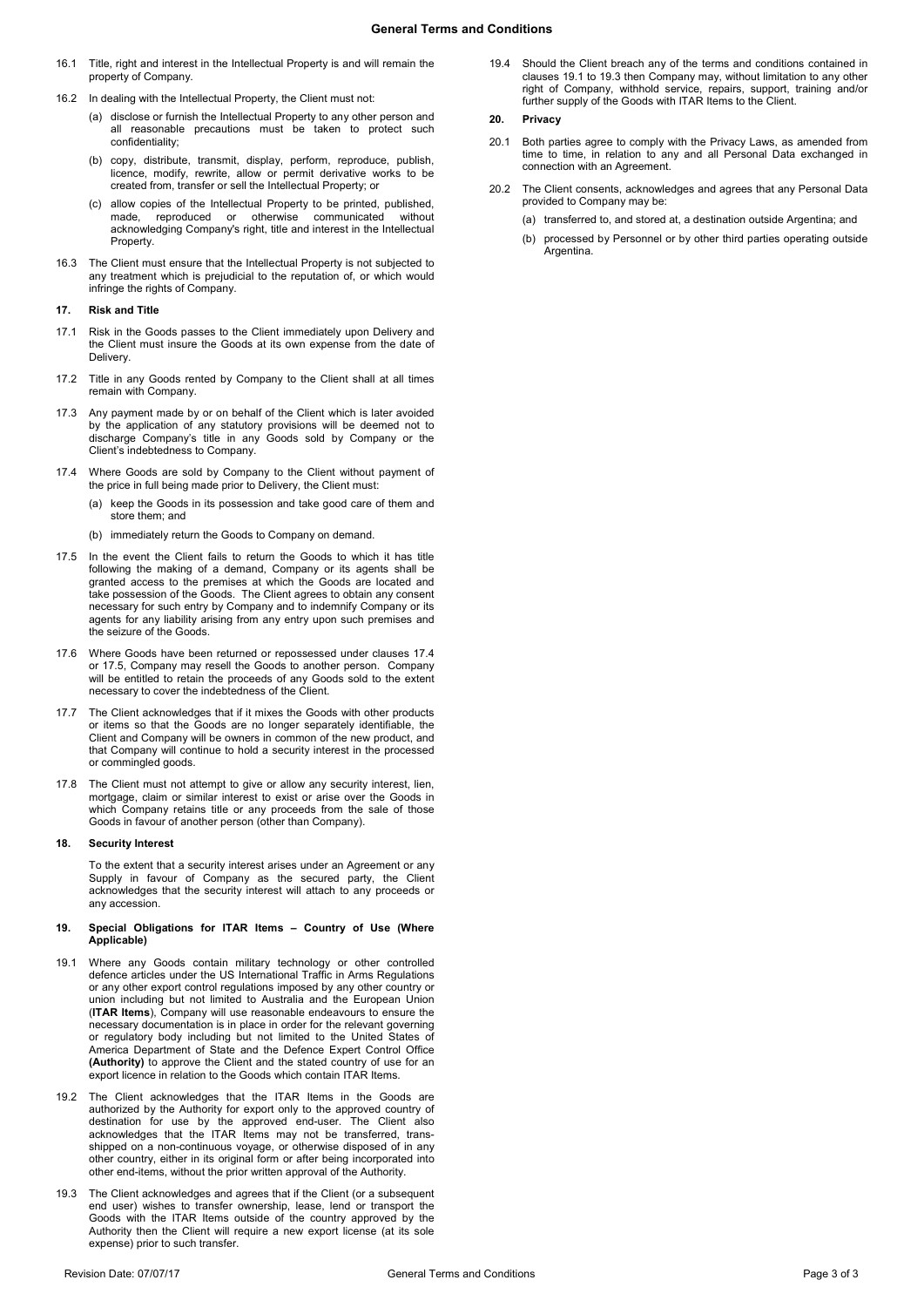16.1 Title, right and interest in the Intellectual Property is and will remain the property of Company.

16.2 In dealing with the Intellectual Property, the Client must not:

(a) disclose or furnish the Intellectual Property to any other person and all reasonable precautions must be taken to protect such confidentiality;

(b) copy, distribute, transmit, display, perform, reproduce, publish, licence, modify, rewrite, allow or permit derivative works to be created from, transfer or sell the Intellectual Property; or

(c) allow copies of the Intellectual Property to be printed, published, made, reproduced or otherwise communicated without acknowledging Company's right, title and interest in the Intellectual Property.

16.3 The Client must ensure that the Intellectual Property is not subjected to any treatment which is prejudicial to the reputation of, or which would infringe the rights of Company.

**17. Risk and Title**

17.1 Risk in the Goods passes to the Client immediately upon Delivery and the Client must insure the Goods at its own expense from the date of Delivery.

17.2 Title in any Goods rented by Company to the Client shall at all times remain with Company.

17.3 Any payment made by or on behalf of the Client which is later avoided by the application of any statutory provisions will be deemed not to discharge Company's title in any Goods sold by Company or the Client's indebtedness to Company.

17.4 Where Goods are sold by Company to the Client without payment of the price in full being made prior to Delivery, the Client must:

(a) keep the Goods in its possession and take good care of them and store them; and

(b) immediately return the Goods to Company on demand.

17.5 In the event the Client fails to return the Goods to which it has title following the making of a demand, Company or its agents shall be granted access to the premises at which the Goods are located and take possession of the Goods. The Client agrees to obtain any consent necessary for such entry by Company and to indemnify Company or its agents for any liability arising from any entry upon such premises and the seizure of the Goods.

17.6 Where Goods have been returned or repossessed under clauses 17.4 or 17.5, Company may resell the Goods to another person. Company will be entitled to retain the proceeds of any Goods sold to the extent necessary to cover the indebtedness of the Client.

17.7 The Client acknowledges that if it mixes the Goods with other products or items so that the Goods are no longer separately identifiable, the Client and Company will be owners in common of the new product, and that Company will continue to hold a security interest in the processed or commingled goods.

17.8 The Client must not attempt to give or allow any security interest, lien, mortgage, claim or similar interest to exist or arise over the Goods in which Company retains title or any proceeds from the sale of those Goods in favour of another person (other than Company).

**18. Security Interest**

To the extent that a security interest arises under an Agreement or any Supply in favour of Company as the secured party, the Client acknowledges that the security interest will attach to any proceeds or any accession.

**19. Special Obligations for ITAR Items – Country of Use (Where Applicable)**

19.1 Where any Goods contain military technology or other controlled defence articles under the US International Traffic in Arms Regulations or any other export control regulations imposed by any other country or union including but not limited to Australia and the European Union (**ITAR Items**), Company will use reasonable endeavours to ensure the necessary documentation is in place in order for the relevant governing or regulatory body including but not limited to the United States of America Department of State and the Defence Expert Control Office **(Authority)** to approve the Client and the stated country of use for an export licence in relation to the Goods which contain ITAR Items.

19.2 The Client acknowledges that the ITAR Items in the Goods are authorized by the Authority for export only to the approved country of destination for use by the approved end-user. The Client also acknowledges that the ITAR Items may not be transferred, trans-shipped on a non-continuous voyage, or otherwise disposed of in any other country, either in its original form or after being incorporated into other end-items, without the prior written approval of the Authority.

19.3 The Client acknowledges and agrees that if the Client (or a subsequent end user) wishes to transfer ownership, lease, lend or transport the Goods with the ITAR Items outside of the country approved by the Authority then the Client will require a new export license (at its sole expense) prior to such transfer.

19.4 Should the Client breach any of the terms and conditions contained in clauses 19.1 to 19.3 then Company may, without limitation to any other right of Company, withhold service, repairs, support, training and/or further supply of the Goods with ITAR Items to the Client.

**20. Privacy**

20.1 Both parties agree to comply with the Privacy Laws, as amended from time to time, in relation to any and all Personal Data exchanged in connection with an Agreement.

20.2 The Client consents, acknowledges and agrees that any Personal Data provided to Company may be:

(a) transferred to, and stored at, a destination outside Argentina; and

(b) processed by Personnel or by other third parties operating outside Argentina.